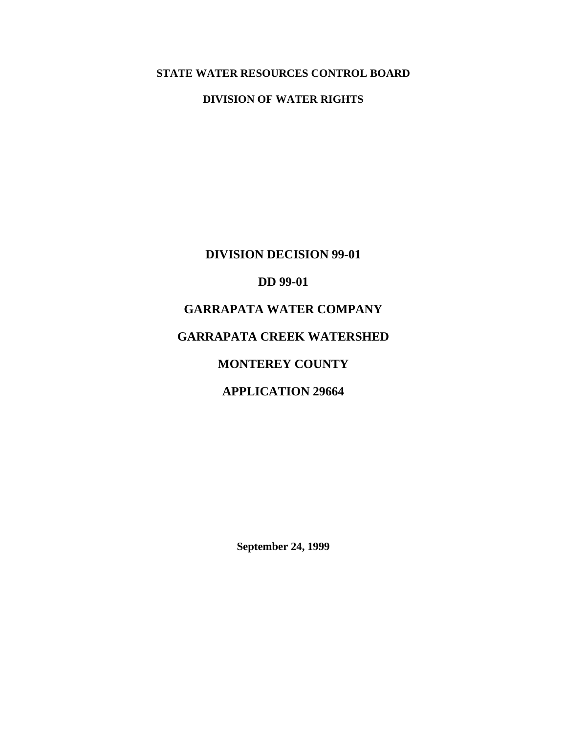**STATE WATER RESOURCES CONTROL BOARD**

**DIVISION OF WATER RIGHTS**

# DIVISION DECISION 99-01

# DD 99-01

# GARRAPATA WATER COMPANY

# GARRAPATA CREEK WATERSHED

# MONTEREY COUNTY

# APPLICATION 29664

**September 24, 1999**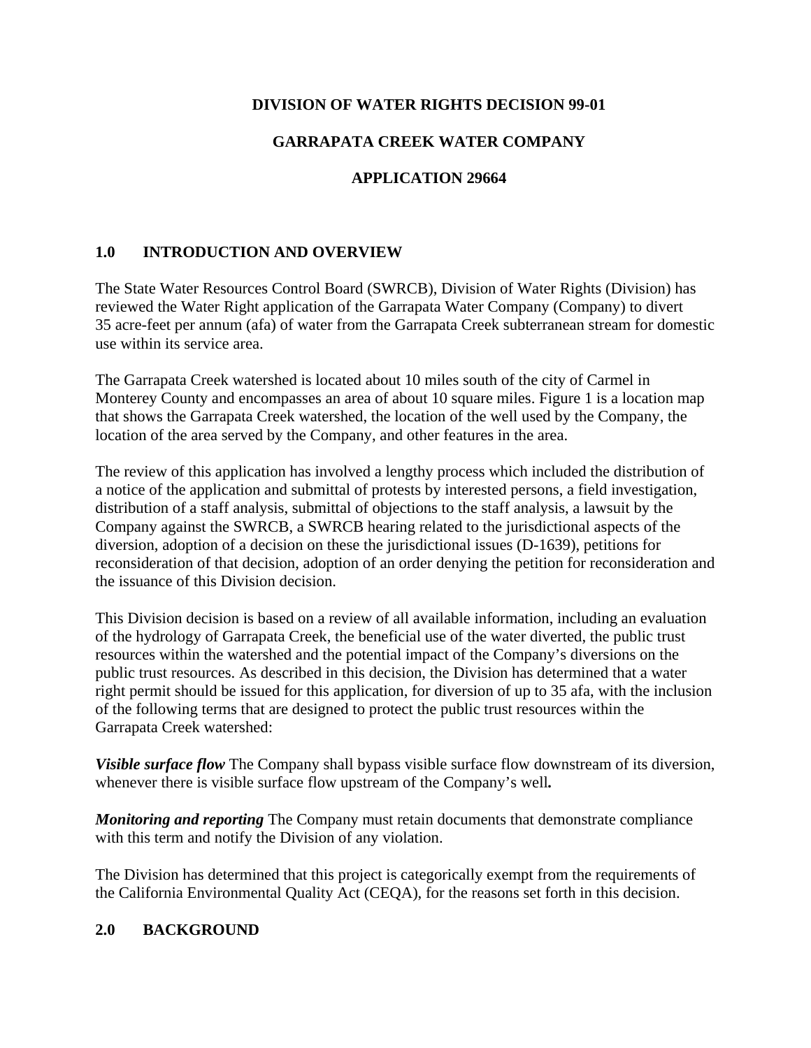**DIVISION OF WATER RIGHTS DECISION 99-01**

**GARRAPATA CREEK WATER COMPANY**

**APPLICATION 29664**

## 1.0 INTRODUCTION AND OVERVIEW

The State Water Resources Control Board (SWRCB), Division of Water Rights (Division) has reviewed the Water Right application of the Garrapata Water Company (Company) to divert 35 acre-feet per annum (afa) of water from the Garrapata Creek subterranean stream for domestic use within its service area.

The Garrapata Creek watershed is located about 10 miles south of the city of Carmel in Monterey County and encompasses an area of about 10 square miles. Figure 1 is a location map that shows the Garrapata Creek watershed, the location of the well used by the Company, the location of the area served by the Company, and other features in the area.

The review of this application has involved a lengthy process which included the distribution of a notice of the application and submittal of protests by interested persons, a field investigation, distribution of a staff analysis, submittal of objections to the staff analysis, a lawsuit by the Company against the SWRCB, a SWRCB hearing related to the jurisdictional aspects of the diversion, adoption of a decision on these the jurisdictional issues (D-1639), petitions for reconsideration of that decision, adoption of an order denying the petition for reconsideration and the issuance of this Division decision.

This Division decision is based on a review of all available information, including an evaluation of the hydrology of Garrapata Creek, the beneficial use of the water diverted, the public trust resources within the watershed and the potential impact of the Company's diversions on the public trust resources. As described in this decision, the Division has determined that a water right permit should be issued for this application, for diversion of up to 35 afa, with the inclusion of the following terms that are designed to protect the public trust resources within the Garrapata Creek watershed:

***Visible surface flow*** The Company shall bypass visible surface flow downstream of its diversion, whenever there is visible surface flow upstream of the Company's well**.**

***Monitoring and reporting*** The Company must retain documents that demonstrate compliance with this term and notify the Division of any violation.

The Division has determined that this project is categorically exempt from the requirements of the California Environmental Quality Act (CEQA), for the reasons set forth in this decision.

## 2.0 BACKGROUND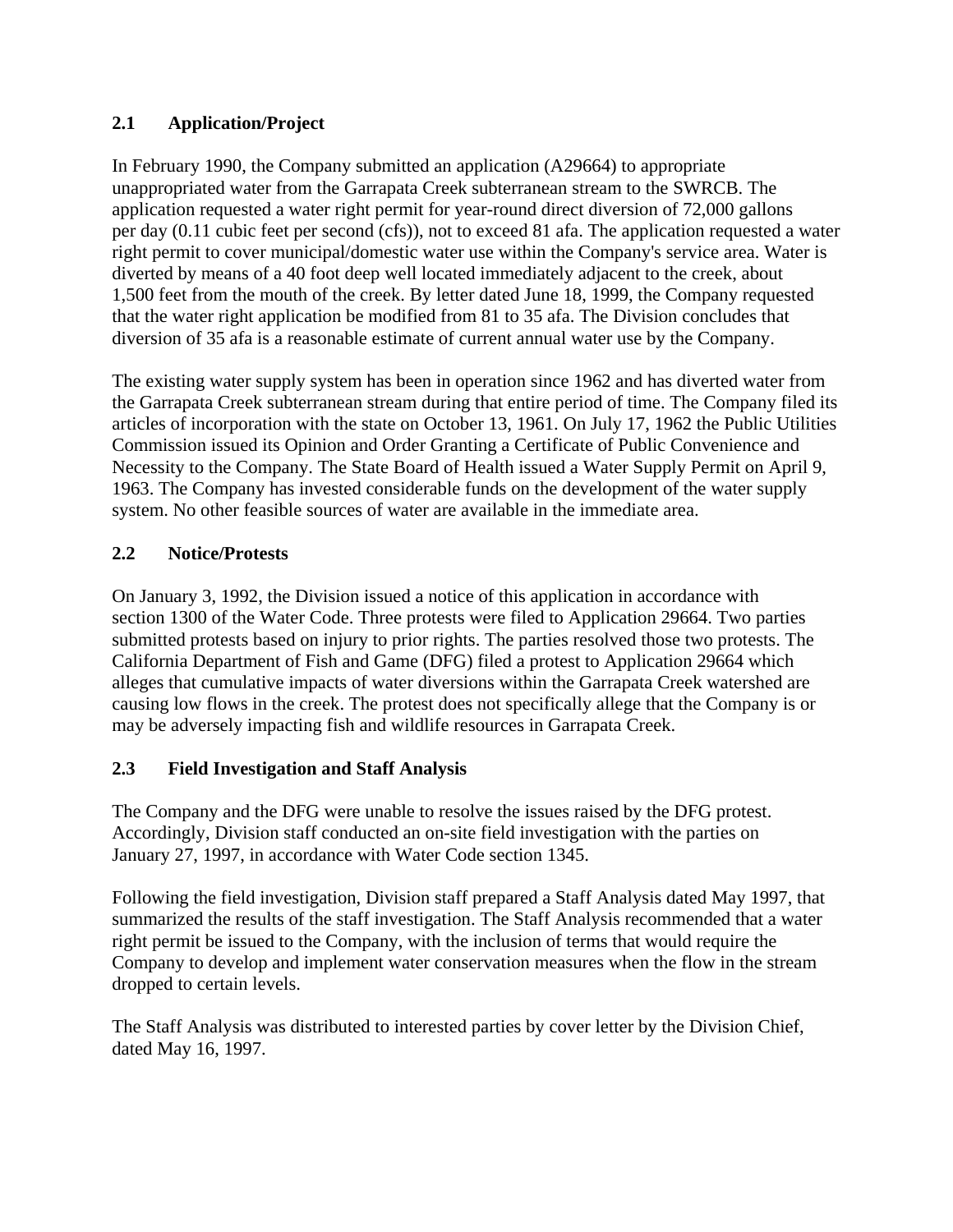### 2.1 Application/Project

In February 1990, the Company submitted an application (A29664) to appropriate unappropriated water from the Garrapata Creek subterranean stream to the SWRCB. The application requested a water right permit for year-round direct diversion of 72,000 gallons per day (0.11 cubic feet per second (cfs)), not to exceed 81 afa. The application requested a water right permit to cover municipal/domestic water use within the Company's service area. Water is diverted by means of a 40 foot deep well located immediately adjacent to the creek, about 1,500 feet from the mouth of the creek. By letter dated June 18, 1999, the Company requested that the water right application be modified from 81 to 35 afa. The Division concludes that diversion of 35 afa is a reasonable estimate of current annual water use by the Company.

The existing water supply system has been in operation since 1962 and has diverted water from the Garrapata Creek subterranean stream during that entire period of time. The Company filed its articles of incorporation with the state on October 13, 1961. On July 17, 1962 the Public Utilities Commission issued its Opinion and Order Granting a Certificate of Public Convenience and Necessity to the Company. The State Board of Health issued a Water Supply Permit on April 9, 1963. The Company has invested considerable funds on the development of the water supply system. No other feasible sources of water are available in the immediate area.

### 2.2 Notice/Protests

On January 3, 1992, the Division issued a notice of this application in accordance with section 1300 of the Water Code. Three protests were filed to Application 29664. Two parties submitted protests based on injury to prior rights. The parties resolved those two protests. The California Department of Fish and Game (DFG) filed a protest to Application 29664 which alleges that cumulative impacts of water diversions within the Garrapata Creek watershed are causing low flows in the creek. The protest does not specifically allege that the Company is or may be adversely impacting fish and wildlife resources in Garrapata Creek.

### 2.3 Field Investigation and Staff Analysis

The Company and the DFG were unable to resolve the issues raised by the DFG protest. Accordingly, Division staff conducted an on-site field investigation with the parties on January 27, 1997, in accordance with Water Code section 1345.

Following the field investigation, Division staff prepared a Staff Analysis dated May 1997, that summarized the results of the staff investigation. The Staff Analysis recommended that a water right permit be issued to the Company, with the inclusion of terms that would require the Company to develop and implement water conservation measures when the flow in the stream dropped to certain levels.

The Staff Analysis was distributed to interested parties by cover letter by the Division Chief, dated May 16, 1997.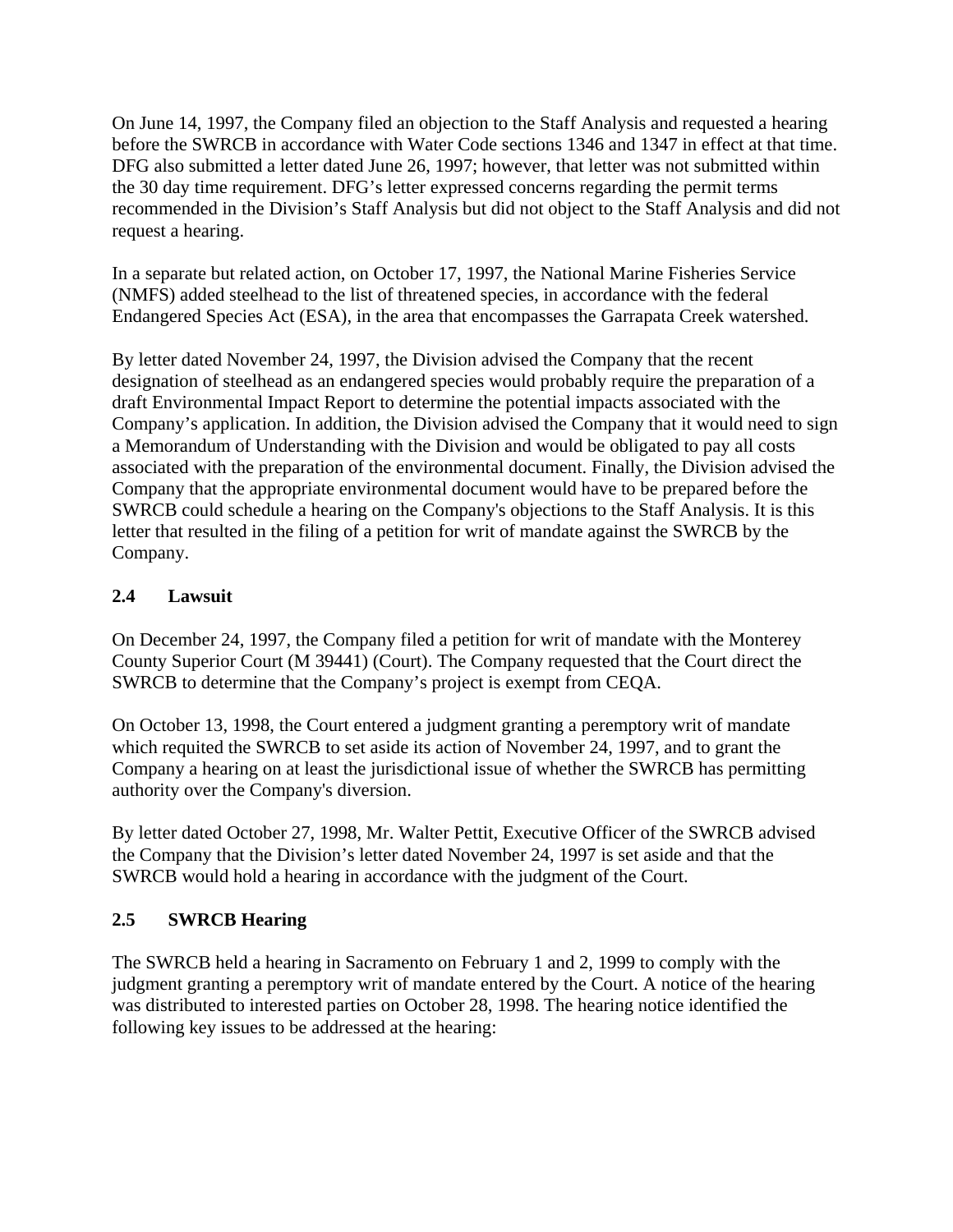On June 14, 1997, the Company filed an objection to the Staff Analysis and requested a hearing before the SWRCB in accordance with Water Code sections 1346 and 1347 in effect at that time. DFG also submitted a letter dated June 26, 1997; however, that letter was not submitted within the 30 day time requirement. DFG's letter expressed concerns regarding the permit terms recommended in the Division's Staff Analysis but did not object to the Staff Analysis and did not request a hearing.

In a separate but related action, on October 17, 1997, the National Marine Fisheries Service (NMFS) added steelhead to the list of threatened species, in accordance with the federal Endangered Species Act (ESA), in the area that encompasses the Garrapata Creek watershed.

By letter dated November 24, 1997, the Division advised the Company that the recent designation of steelhead as an endangered species would probably require the preparation of a draft Environmental Impact Report to determine the potential impacts associated with the Company's application. In addition, the Division advised the Company that it would need to sign a Memorandum of Understanding with the Division and would be obligated to pay all costs associated with the preparation of the environmental document. Finally, the Division advised the Company that the appropriate environmental document would have to be prepared before the SWRCB could schedule a hearing on the Company's objections to the Staff Analysis. It is this letter that resulted in the filing of a petition for writ of mandate against the SWRCB by the Company.

## 2.4 Lawsuit

On December 24, 1997, the Company filed a petition for writ of mandate with the Monterey County Superior Court (M 39441) (Court). The Company requested that the Court direct the SWRCB to determine that the Company's project is exempt from CEQA.

On October 13, 1998, the Court entered a judgment granting a peremptory writ of mandate which requited the SWRCB to set aside its action of November 24, 1997, and to grant the Company a hearing on at least the jurisdictional issue of whether the SWRCB has permitting authority over the Company's diversion.

By letter dated October 27, 1998, Mr. Walter Pettit, Executive Officer of the SWRCB advised the Company that the Division's letter dated November 24, 1997 is set aside and that the SWRCB would hold a hearing in accordance with the judgment of the Court.

## 2.5 SWRCB Hearing

The SWRCB held a hearing in Sacramento on February 1 and 2, 1999 to comply with the judgment granting a peremptory writ of mandate entered by the Court. A notice of the hearing was distributed to interested parties on October 28, 1998. The hearing notice identified the following key issues to be addressed at the hearing: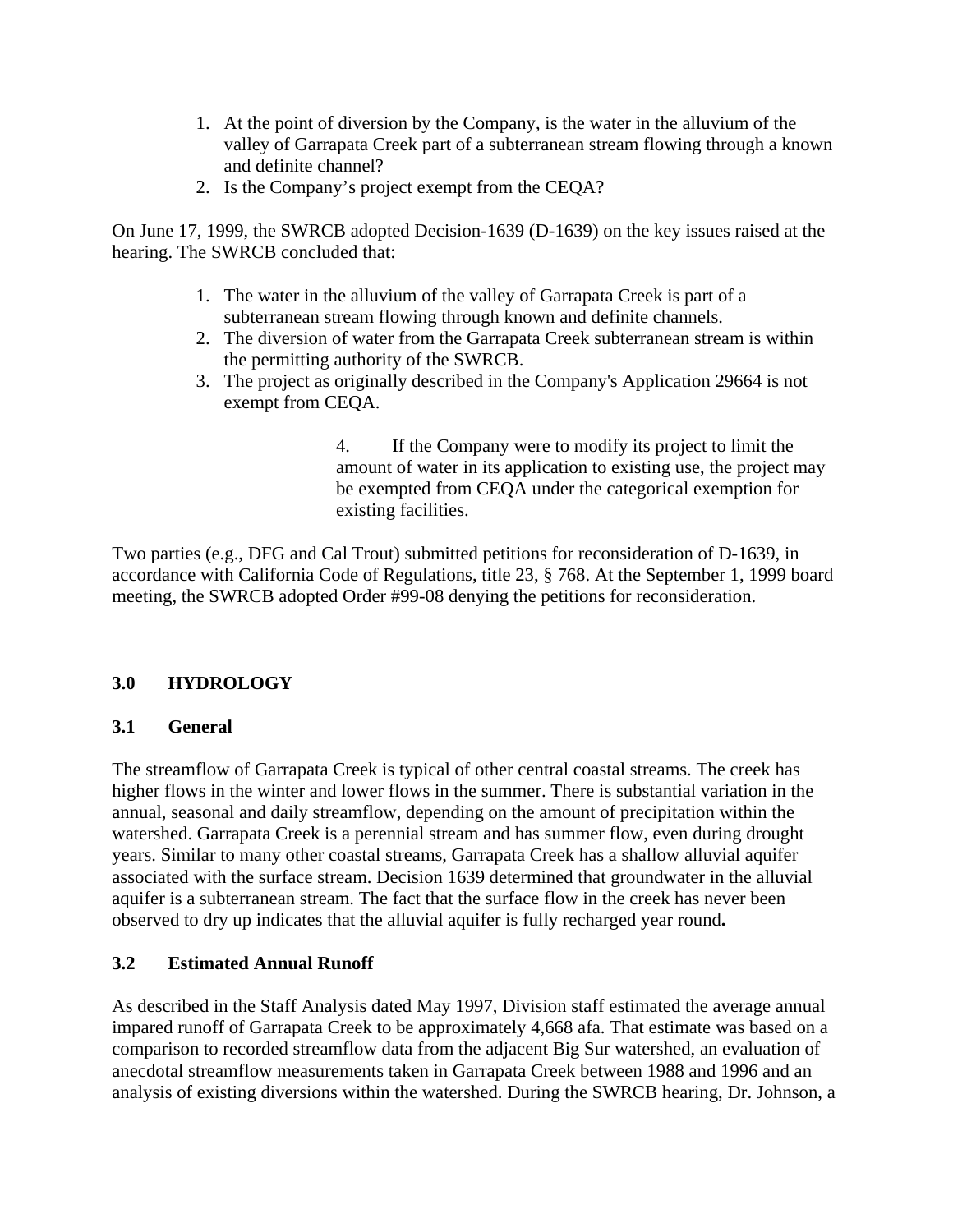1. At the point of diversion by the Company, is the water in the alluvium of the valley of Garrapata Creek part of a subterranean stream flowing through a known and definite channel?
2. Is the Company's project exempt from the CEQA?

On June 17, 1999, the SWRCB adopted Decision-1639 (D-1639) on the key issues raised at the hearing. The SWRCB concluded that:

1. The water in the alluvium of the valley of Garrapata Creek is part of a subterranean stream flowing through known and definite channels.
2. The diversion of water from the Garrapata Creek subterranean stream is within the permitting authority of the SWRCB.
3. The project as originally described in the Company's Application 29664 is not exempt from CEQA.
4. If the Company were to modify its project to limit the amount of water in its application to existing use, the project may be exempted from CEQA under the categorical exemption for existing facilities.

Two parties (e.g., DFG and Cal Trout) submitted petitions for reconsideration of D-1639, in accordance with California Code of Regulations, title 23, § 768. At the September 1, 1999 board meeting, the SWRCB adopted Order #99-08 denying the petitions for reconsideration.

## 3.0 HYDROLOGY

### 3.1 General

The streamflow of Garrapata Creek is typical of other central coastal streams. The creek has higher flows in the winter and lower flows in the summer. There is substantial variation in the annual, seasonal and daily streamflow, depending on the amount of precipitation within the watershed. Garrapata Creek is a perennial stream and has summer flow, even during drought years. Similar to many other coastal streams, Garrapata Creek has a shallow alluvial aquifer associated with the surface stream. Decision 1639 determined that groundwater in the alluvial aquifer is a subterranean stream. The fact that the surface flow in the creek has never been observed to dry up indicates that the alluvial aquifer is fully recharged year round**.**

### 3.2 Estimated Annual Runoff

As described in the Staff Analysis dated May 1997, Division staff estimated the average annual impared runoff of Garrapata Creek to be approximately 4,668 afa. That estimate was based on a comparison to recorded streamflow data from the adjacent Big Sur watershed, an evaluation of anecdotal streamflow measurements taken in Garrapata Creek between 1988 and 1996 and an analysis of existing diversions within the watershed. During the SWRCB hearing, Dr. Johnson, a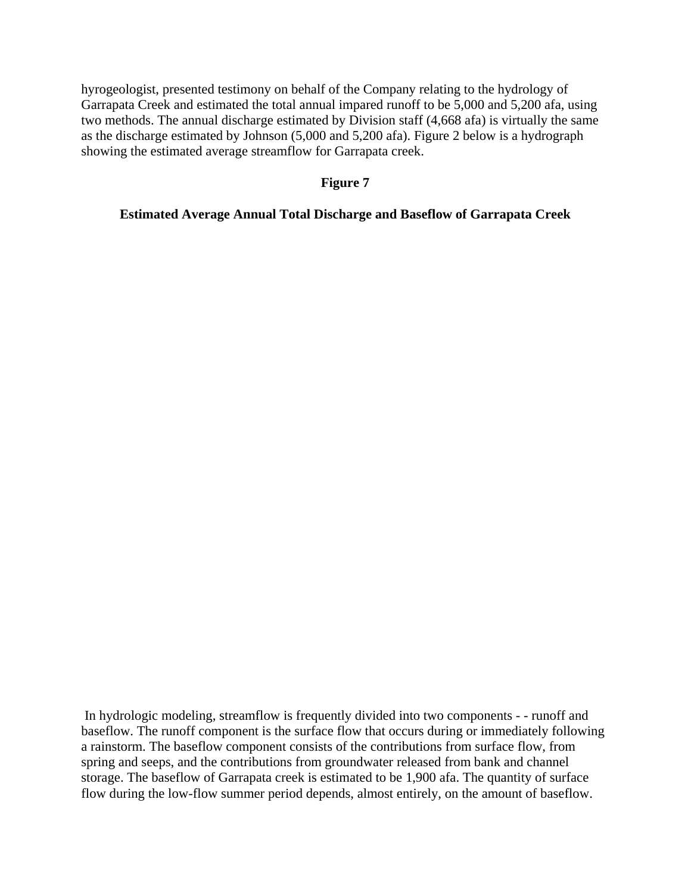hyrogeologist, presented testimony on behalf of the Company relating to the hydrology of Garrapata Creek and estimated the total annual impared runoff to be 5,000 and 5,200 afa, using two methods. The annual discharge estimated by Division staff (4,668 afa) is virtually the same as the discharge estimated by Johnson (5,000 and 5,200 afa). Figure 2 below is a hydrograph showing the estimated average streamflow for Garrapata creek.

**Figure 7**

**Estimated Average Annual Total Discharge and Baseflow of Garrapata Creek**

In hydrologic modeling, streamflow is frequently divided into two components - - runoff and baseflow. The runoff component is the surface flow that occurs during or immediately following a rainstorm. The baseflow component consists of the contributions from surface flow, from spring and seeps, and the contributions from groundwater released from bank and channel storage. The baseflow of Garrapata creek is estimated to be 1,900 afa. The quantity of surface flow during the low-flow summer period depends, almost entirely, on the amount of baseflow.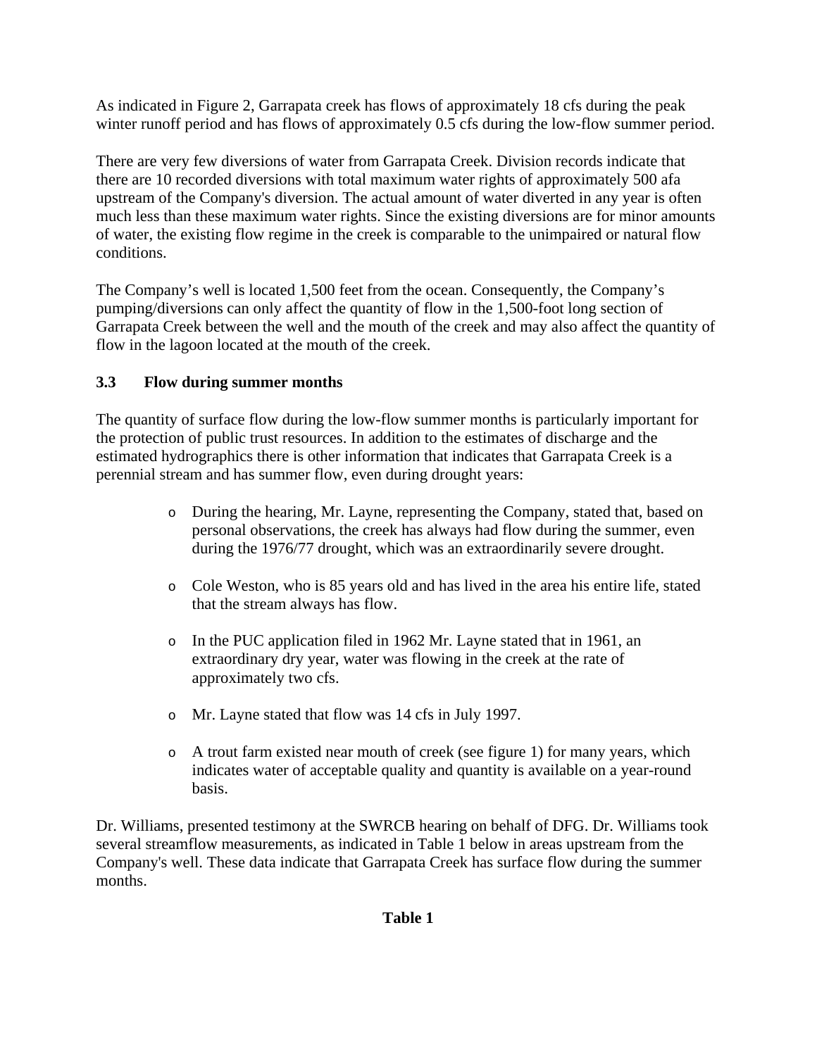As indicated in Figure 2, Garrapata creek has flows of approximately 18 cfs during the peak winter runoff period and has flows of approximately 0.5 cfs during the low-flow summer period.

There are very few diversions of water from Garrapata Creek. Division records indicate that there are 10 recorded diversions with total maximum water rights of approximately 500 afa upstream of the Company's diversion. The actual amount of water diverted in any year is often much less than these maximum water rights. Since the existing diversions are for minor amounts of water, the existing flow regime in the creek is comparable to the unimpaired or natural flow conditions.

The Company's well is located 1,500 feet from the ocean. Consequently, the Company's pumping/diversions can only affect the quantity of flow in the 1,500-foot long section of Garrapata Creek between the well and the mouth of the creek and may also affect the quantity of flow in the lagoon located at the mouth of the creek.

### 3.3 Flow during summer months

The quantity of surface flow during the low-flow summer months is particularly important for the protection of public trust resources. In addition to the estimates of discharge and the estimated hydrographics there is other information that indicates that Garrapata Creek is a perennial stream and has summer flow, even during drought years:

- During the hearing, Mr. Layne, representing the Company, stated that, based on personal observations, the creek has always had flow during the summer, even during the 1976/77 drought, which was an extraordinarily severe drought.
- Cole Weston, who is 85 years old and has lived in the area his entire life, stated that the stream always has flow.
- In the PUC application filed in 1962 Mr. Layne stated that in 1961, an extraordinary dry year, water was flowing in the creek at the rate of approximately two cfs.
- Mr. Layne stated that flow was 14 cfs in July 1997.
- A trout farm existed near mouth of creek (see figure 1) for many years, which indicates water of acceptable quality and quantity is available on a year-round basis.

Dr. Williams, presented testimony at the SWRCB hearing on behalf of DFG. Dr. Williams took several streamflow measurements, as indicated in Table 1 below in areas upstream from the Company's well. These data indicate that Garrapata Creek has surface flow during the summer months.

**Table 1**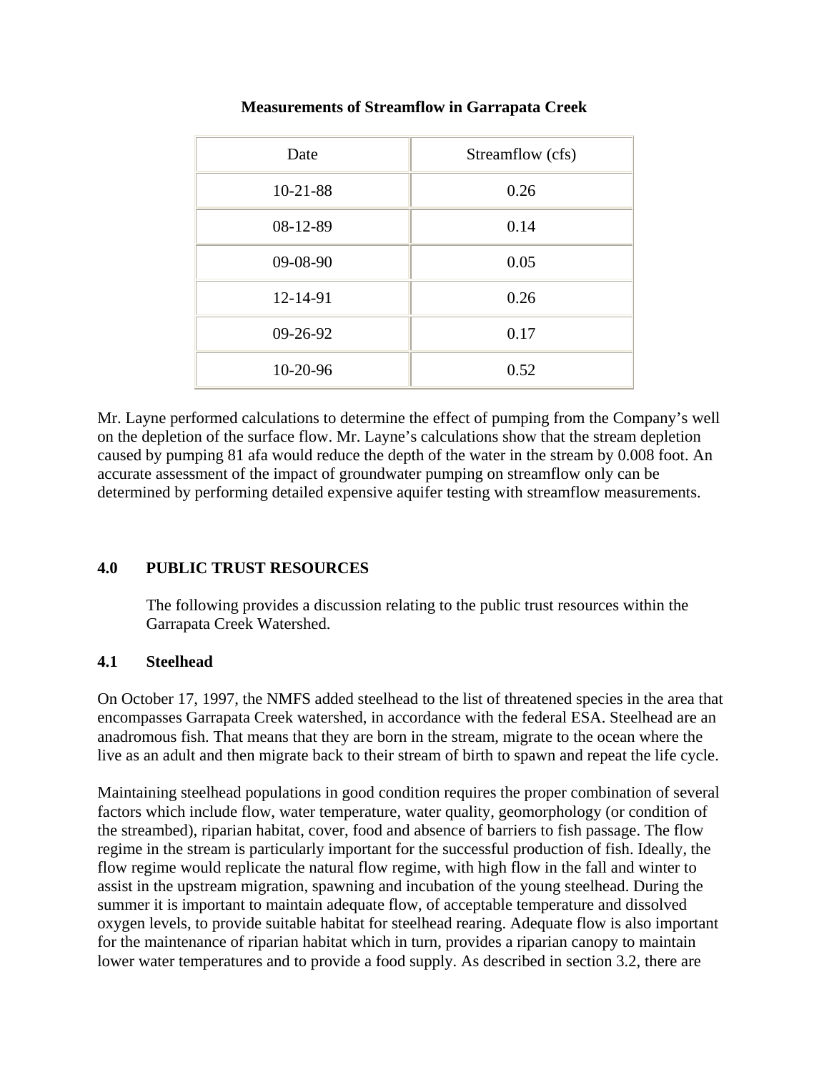**Measurements of Streamflow in Garrapata Creek**

| Date | Streamflow (cfs) |
| --- | --- |
| 10-21-88 | 0.26 |
| 08-12-89 | 0.14 |
| 09-08-90 | 0.05 |
| 12-14-91 | 0.26 |
| 09-26-92 | 0.17 |
| 10-20-96 | 0.52 |

Mr. Layne performed calculations to determine the effect of pumping from the Company's well on the depletion of the surface flow. Mr. Layne's calculations show that the stream depletion caused by pumping 81 afa would reduce the depth of the water in the stream by 0.008 foot. An accurate assessment of the impact of groundwater pumping on streamflow only can be determined by performing detailed expensive aquifer testing with streamflow measurements.

## 4.0 PUBLIC TRUST RESOURCES

The following provides a discussion relating to the public trust resources within the Garrapata Creek Watershed.

### 4.1 Steelhead

On October 17, 1997, the NMFS added steelhead to the list of threatened species in the area that encompasses Garrapata Creek watershed, in accordance with the federal ESA. Steelhead are an anadromous fish. That means that they are born in the stream, migrate to the ocean where the live as an adult and then migrate back to their stream of birth to spawn and repeat the life cycle.

Maintaining steelhead populations in good condition requires the proper combination of several factors which include flow, water temperature, water quality, geomorphology (or condition of the streambed), riparian habitat, cover, food and absence of barriers to fish passage. The flow regime in the stream is particularly important for the successful production of fish. Ideally, the flow regime would replicate the natural flow regime, with high flow in the fall and winter to assist in the upstream migration, spawning and incubation of the young steelhead. During the summer it is important to maintain adequate flow, of acceptable temperature and dissolved oxygen levels, to provide suitable habitat for steelhead rearing. Adequate flow is also important for the maintenance of riparian habitat which in turn, provides a riparian canopy to maintain lower water temperatures and to provide a food supply. As described in section 3.2, there are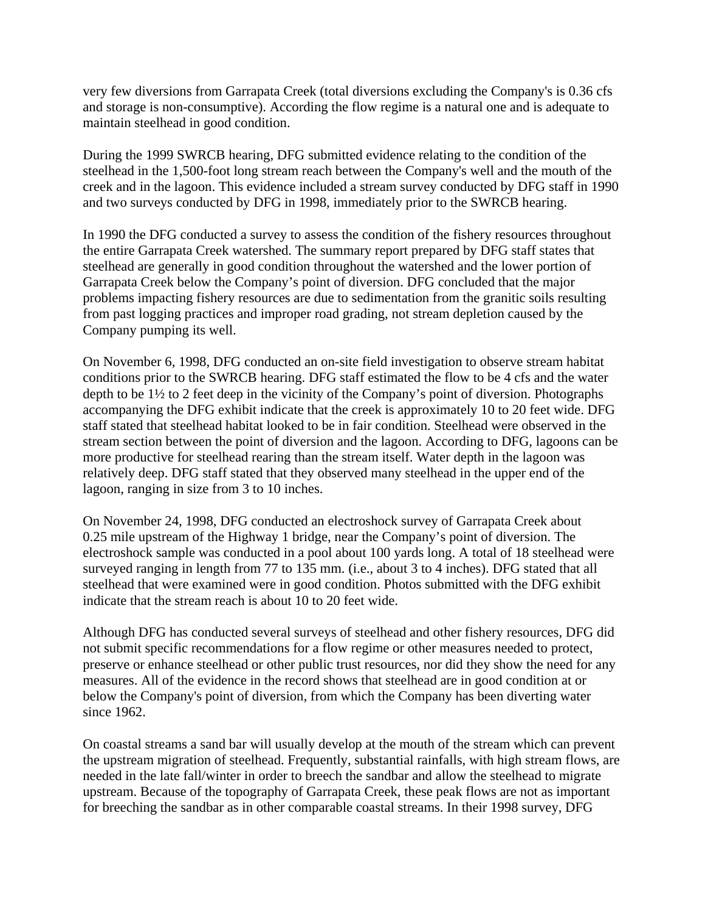very few diversions from Garrapata Creek (total diversions excluding the Company's is 0.36 cfs and storage is non-consumptive). According the flow regime is a natural one and is adequate to maintain steelhead in good condition.

During the 1999 SWRCB hearing, DFG submitted evidence relating to the condition of the steelhead in the 1,500-foot long stream reach between the Company's well and the mouth of the creek and in the lagoon. This evidence included a stream survey conducted by DFG staff in 1990 and two surveys conducted by DFG in 1998, immediately prior to the SWRCB hearing.

In 1990 the DFG conducted a survey to assess the condition of the fishery resources throughout the entire Garrapata Creek watershed. The summary report prepared by DFG staff states that steelhead are generally in good condition throughout the watershed and the lower portion of Garrapata Creek below the Company's point of diversion. DFG concluded that the major problems impacting fishery resources are due to sedimentation from the granitic soils resulting from past logging practices and improper road grading, not stream depletion caused by the Company pumping its well.

On November 6, 1998, DFG conducted an on-site field investigation to observe stream habitat conditions prior to the SWRCB hearing. DFG staff estimated the flow to be 4 cfs and the water depth to be 1½ to 2 feet deep in the vicinity of the Company's point of diversion. Photographs accompanying the DFG exhibit indicate that the creek is approximately 10 to 20 feet wide. DFG staff stated that steelhead habitat looked to be in fair condition. Steelhead were observed in the stream section between the point of diversion and the lagoon. According to DFG, lagoons can be more productive for steelhead rearing than the stream itself. Water depth in the lagoon was relatively deep. DFG staff stated that they observed many steelhead in the upper end of the lagoon, ranging in size from 3 to 10 inches.

On November 24, 1998, DFG conducted an electroshock survey of Garrapata Creek about 0.25 mile upstream of the Highway 1 bridge, near the Company's point of diversion. The electroshock sample was conducted in a pool about 100 yards long. A total of 18 steelhead were surveyed ranging in length from 77 to 135 mm. (i.e., about 3 to 4 inches). DFG stated that all steelhead that were examined were in good condition. Photos submitted with the DFG exhibit indicate that the stream reach is about 10 to 20 feet wide.

Although DFG has conducted several surveys of steelhead and other fishery resources, DFG did not submit specific recommendations for a flow regime or other measures needed to protect, preserve or enhance steelhead or other public trust resources, nor did they show the need for any measures. All of the evidence in the record shows that steelhead are in good condition at or below the Company's point of diversion, from which the Company has been diverting water since 1962.

On coastal streams a sand bar will usually develop at the mouth of the stream which can prevent the upstream migration of steelhead. Frequently, substantial rainfalls, with high stream flows, are needed in the late fall/winter in order to breech the sandbar and allow the steelhead to migrate upstream. Because of the topography of Garrapata Creek, these peak flows are not as important for breeching the sandbar as in other comparable coastal streams. In their 1998 survey, DFG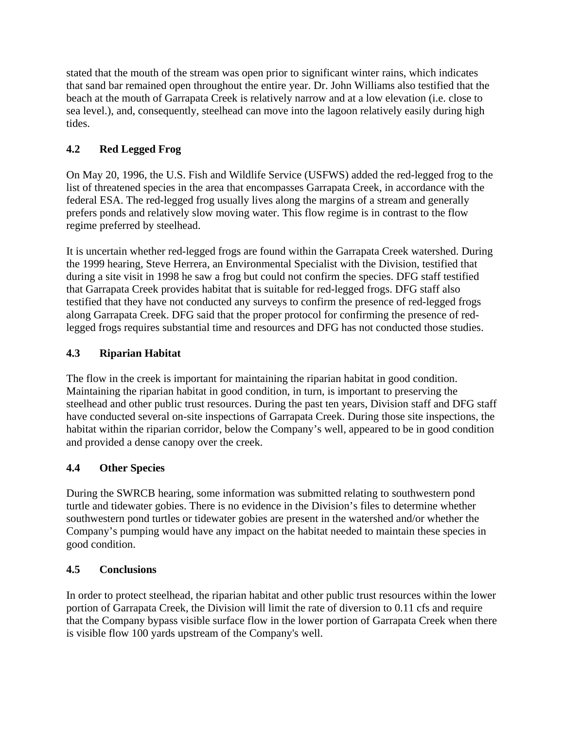stated that the mouth of the stream was open prior to significant winter rains, which indicates that sand bar remained open throughout the entire year. Dr. John Williams also testified that the beach at the mouth of Garrapata Creek is relatively narrow and at a low elevation (i.e. close to sea level.), and, consequently, steelhead can move into the lagoon relatively easily during high tides.

### 4.2 Red Legged Frog

On May 20, 1996, the U.S. Fish and Wildlife Service (USFWS) added the red-legged frog to the list of threatened species in the area that encompasses Garrapata Creek, in accordance with the federal ESA. The red-legged frog usually lives along the margins of a stream and generally prefers ponds and relatively slow moving water. This flow regime is in contrast to the flow regime preferred by steelhead.

It is uncertain whether red-legged frogs are found within the Garrapata Creek watershed. During the 1999 hearing, Steve Herrera, an Environmental Specialist with the Division, testified that during a site visit in 1998 he saw a frog but could not confirm the species. DFG staff testified that Garrapata Creek provides habitat that is suitable for red-legged frogs. DFG staff also testified that they have not conducted any surveys to confirm the presence of red-legged frogs along Garrapata Creek. DFG said that the proper protocol for confirming the presence of red-legged frogs requires substantial time and resources and DFG has not conducted those studies.

### 4.3 Riparian Habitat

The flow in the creek is important for maintaining the riparian habitat in good condition. Maintaining the riparian habitat in good condition, in turn, is important to preserving the steelhead and other public trust resources. During the past ten years, Division staff and DFG staff have conducted several on-site inspections of Garrapata Creek. During those site inspections, the habitat within the riparian corridor, below the Company's well, appeared to be in good condition and provided a dense canopy over the creek.

### 4.4 Other Species

During the SWRCB hearing, some information was submitted relating to southwestern pond turtle and tidewater gobies. There is no evidence in the Division's files to determine whether southwestern pond turtles or tidewater gobies are present in the watershed and/or whether the Company's pumping would have any impact on the habitat needed to maintain these species in good condition.

### 4.5 Conclusions

In order to protect steelhead, the riparian habitat and other public trust resources within the lower portion of Garrapata Creek, the Division will limit the rate of diversion to 0.11 cfs and require that the Company bypass visible surface flow in the lower portion of Garrapata Creek when there is visible flow 100 yards upstream of the Company's well.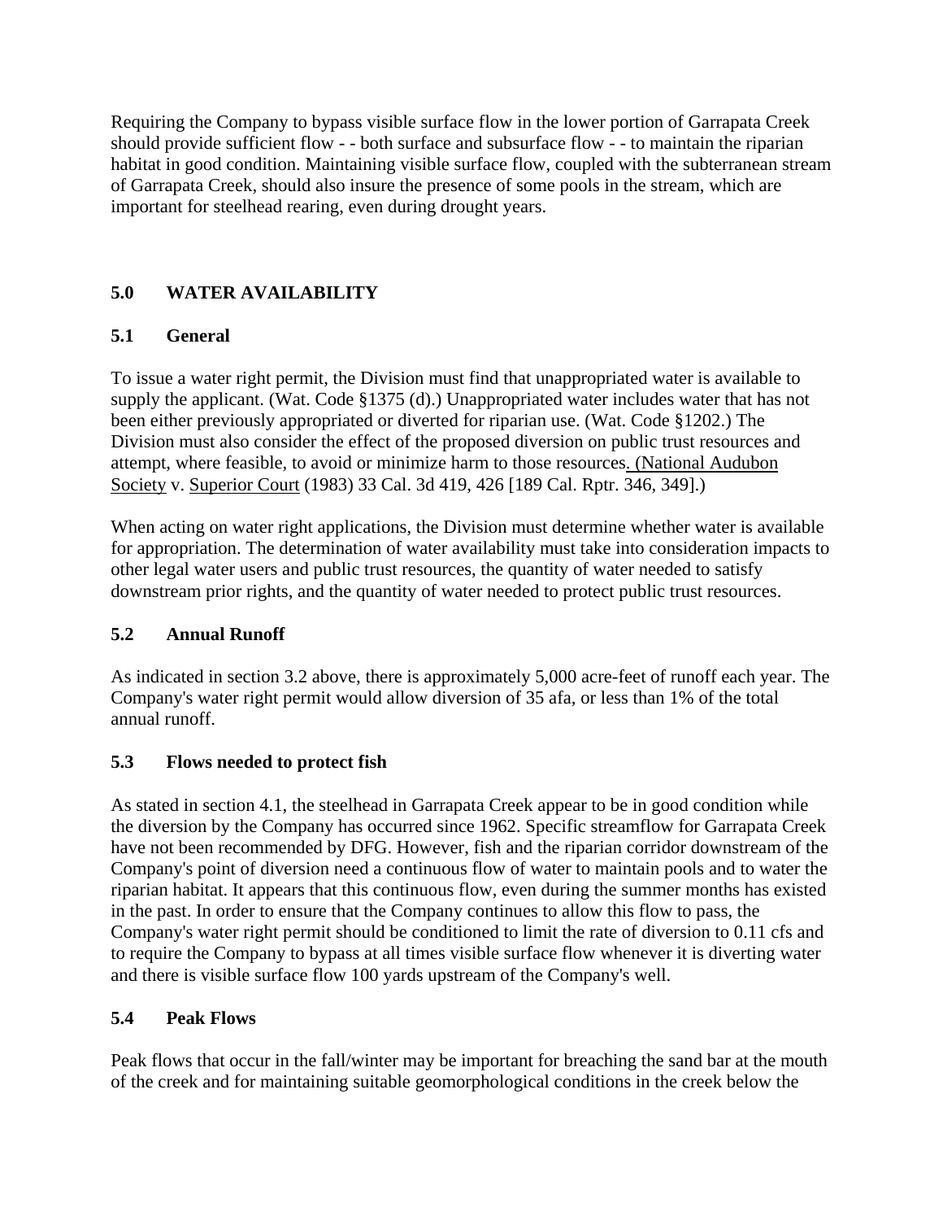Requiring the Company to bypass visible surface flow in the lower portion of Garrapata Creek should provide sufficient flow - - both surface and subsurface flow - - to maintain the riparian habitat in good condition. Maintaining visible surface flow, coupled with the subterranean stream of Garrapata Creek, should also insure the presence of some pools in the stream, which are important for steelhead rearing, even during drought years.

## 5.0 WATER AVAILABILITY

### 5.1 General

To issue a water right permit, the Division must find that unappropriated water is available to supply the applicant. (Wat. Code §1375 (d).) Unappropriated water includes water that has not been either previously appropriated or diverted for riparian use. (Wat. Code §1202.) The Division must also consider the effect of the proposed diversion on public trust resources and attempt, where feasible, to avoid or minimize harm to those resources. (National Audubon Society v. Superior Court (1983) 33 Cal. 3d 419, 426 [189 Cal. Rptr. 346, 349].)

When acting on water right applications, the Division must determine whether water is available for appropriation. The determination of water availability must take into consideration impacts to other legal water users and public trust resources, the quantity of water needed to satisfy downstream prior rights, and the quantity of water needed to protect public trust resources.

### 5.2 Annual Runoff

As indicated in section 3.2 above, there is approximately 5,000 acre-feet of runoff each year. The Company's water right permit would allow diversion of 35 afa, or less than 1% of the total annual runoff.

### 5.3 Flows needed to protect fish

As stated in section 4.1, the steelhead in Garrapata Creek appear to be in good condition while the diversion by the Company has occurred since 1962. Specific streamflow for Garrapata Creek have not been recommended by DFG. However, fish and the riparian corridor downstream of the Company's point of diversion need a continuous flow of water to maintain pools and to water the riparian habitat. It appears that this continuous flow, even during the summer months has existed in the past. In order to ensure that the Company continues to allow this flow to pass, the Company's water right permit should be conditioned to limit the rate of diversion to 0.11 cfs and to require the Company to bypass at all times visible surface flow whenever it is diverting water and there is visible surface flow 100 yards upstream of the Company's well.

### 5.4 Peak Flows

Peak flows that occur in the fall/winter may be important for breaching the sand bar at the mouth of the creek and for maintaining suitable geomorphological conditions in the creek below the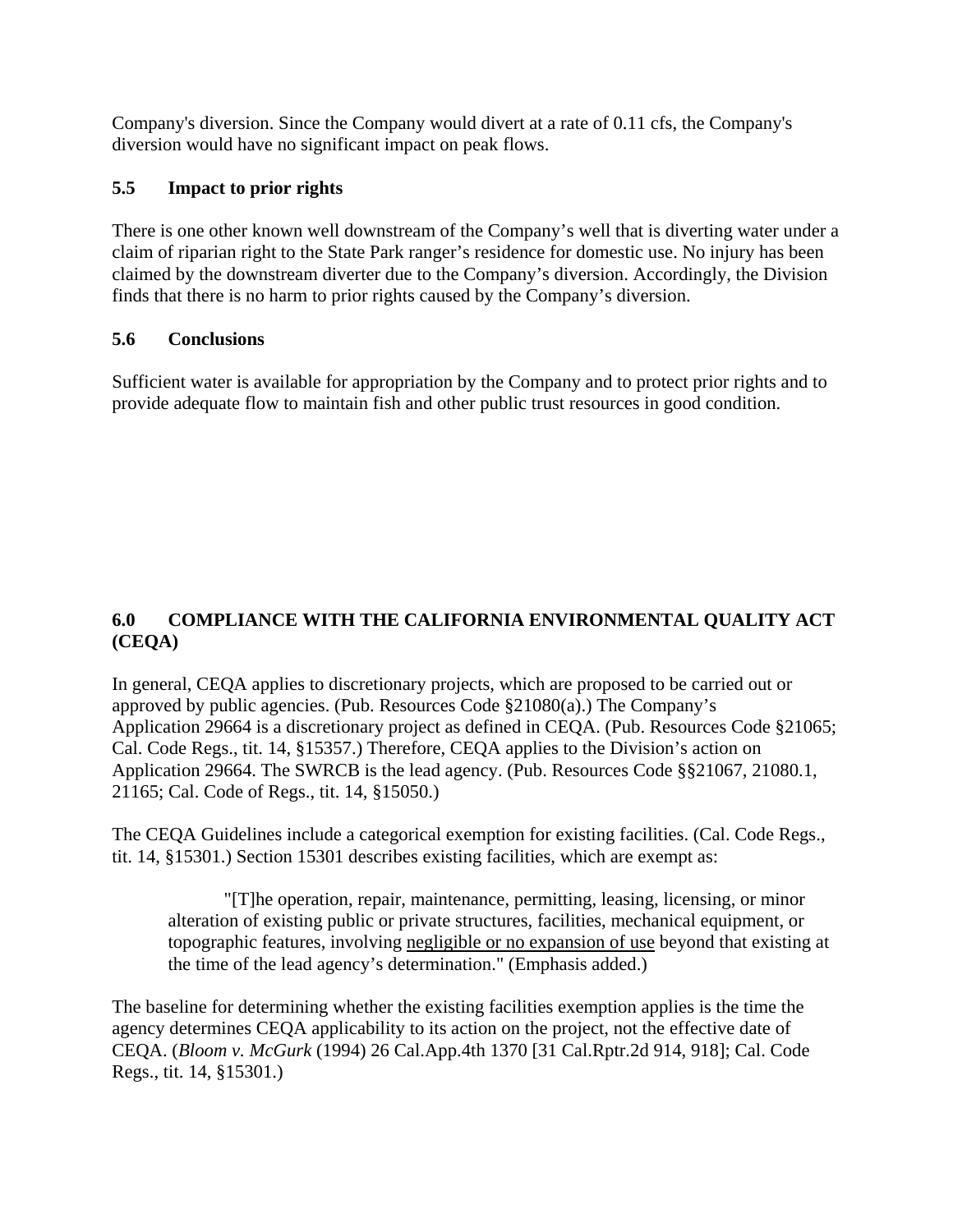Company's diversion. Since the Company would divert at a rate of 0.11 cfs, the Company's diversion would have no significant impact on peak flows.

### 5.5 Impact to prior rights

There is one other known well downstream of the Company's well that is diverting water under a claim of riparian right to the State Park ranger's residence for domestic use. No injury has been claimed by the downstream diverter due to the Company's diversion. Accordingly, the Division finds that there is no harm to prior rights caused by the Company's diversion.

### 5.6 Conclusions

Sufficient water is available for appropriation by the Company and to protect prior rights and to provide adequate flow to maintain fish and other public trust resources in good condition.

## 6.0 COMPLIANCE WITH THE CALIFORNIA ENVIRONMENTAL QUALITY ACT (CEQA)

In general, CEQA applies to discretionary projects, which are proposed to be carried out or approved by public agencies. (Pub. Resources Code §21080(a).) The Company's Application 29664 is a discretionary project as defined in CEQA. (Pub. Resources Code §21065; Cal. Code Regs., tit. 14, §15357.) Therefore, CEQA applies to the Division's action on Application 29664. The SWRCB is the lead agency. (Pub. Resources Code §§21067, 21080.1, 21165; Cal. Code of Regs., tit. 14, §15050.)

The CEQA Guidelines include a categorical exemption for existing facilities. (Cal. Code Regs., tit. 14, §15301.) Section 15301 describes existing facilities, which are exempt as:

> "[T]he operation, repair, maintenance, permitting, leasing, licensing, or minor alteration of existing public or private structures, facilities, mechanical equipment, or topographic features, involving <u>negligible or no expansion of use</u> beyond that existing at the time of the lead agency's determination." (Emphasis added.)

The baseline for determining whether the existing facilities exemption applies is the time the agency determines CEQA applicability to its action on the project, not the effective date of CEQA. (*Bloom v. McGurk* (1994) 26 Cal.App.4th 1370 [31 Cal.Rptr.2d 914, 918]; Cal. Code Regs., tit. 14, §15301.)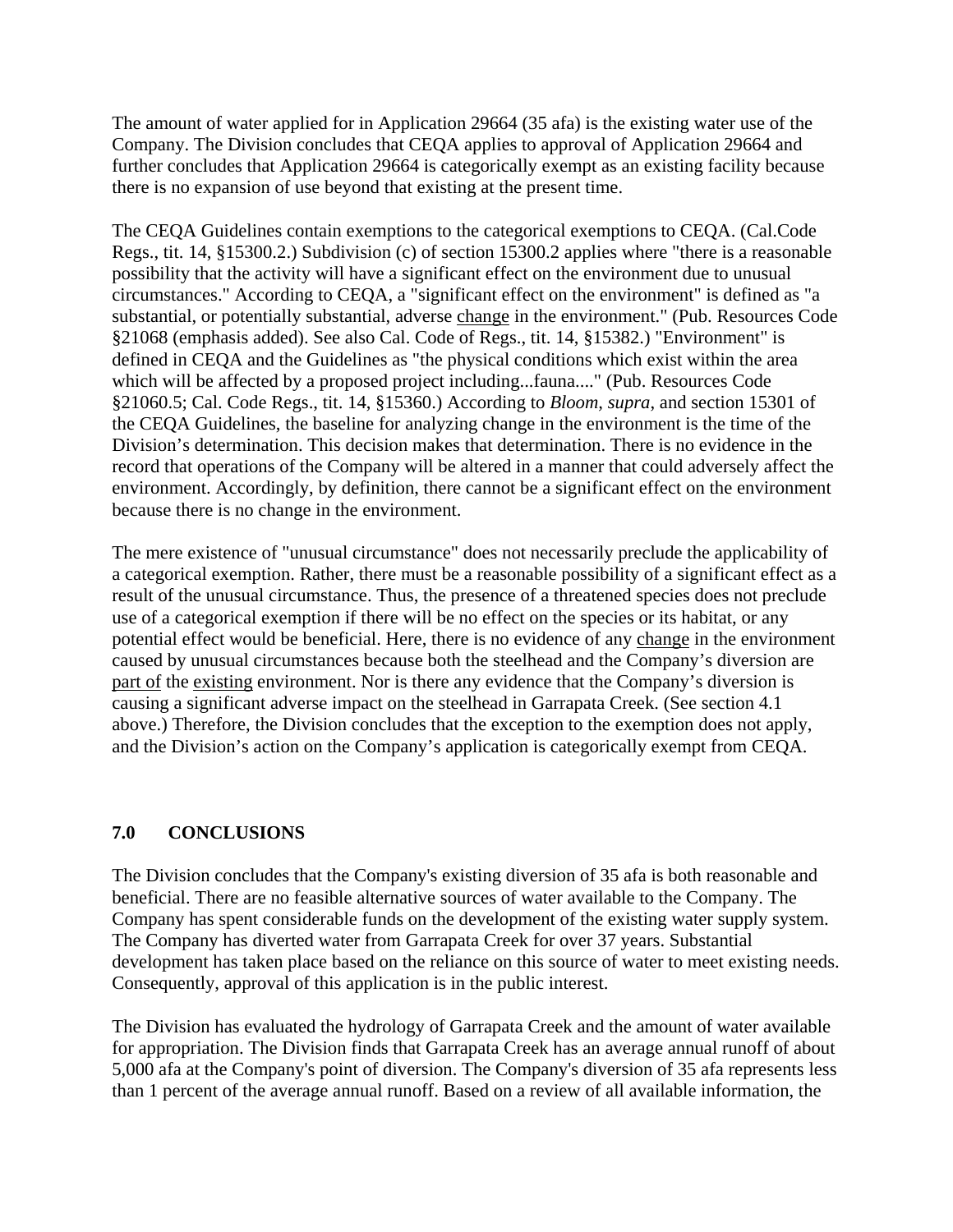The amount of water applied for in Application 29664 (35 afa) is the existing water use of the Company. The Division concludes that CEQA applies to approval of Application 29664 and further concludes that Application 29664 is categorically exempt as an existing facility because there is no expansion of use beyond that existing at the present time.

The CEQA Guidelines contain exemptions to the categorical exemptions to CEQA. (Cal.Code Regs., tit. 14, §15300.2.) Subdivision (c) of section 15300.2 applies where "there is a reasonable possibility that the activity will have a significant effect on the environment due to unusual circumstances." According to CEQA, a "significant effect on the environment" is defined as "a substantial, or potentially substantial, adverse <u>change</u> in the environment." (Pub. Resources Code §21068 (emphasis added). See also Cal. Code of Regs., tit. 14, §15382.) "Environment" is defined in CEQA and the Guidelines as "the physical conditions which exist within the area which will be affected by a proposed project including...fauna...." (Pub. Resources Code §21060.5; Cal. Code Regs., tit. 14, §15360.) According to *Bloom, supra*, and section 15301 of the CEQA Guidelines, the baseline for analyzing change in the environment is the time of the Division's determination. This decision makes that determination. There is no evidence in the record that operations of the Company will be altered in a manner that could adversely affect the environment. Accordingly, by definition, there cannot be a significant effect on the environment because there is no change in the environment.

The mere existence of "unusual circumstance" does not necessarily preclude the applicability of a categorical exemption. Rather, there must be a reasonable possibility of a significant effect as a result of the unusual circumstance. Thus, the presence of a threatened species does not preclude use of a categorical exemption if there will be no effect on the species or its habitat, or any potential effect would be beneficial. Here, there is no evidence of any <u>change</u> in the environment caused by unusual circumstances because both the steelhead and the Company's diversion are <u>part of</u> the <u>existing</u> environment. Nor is there any evidence that the Company's diversion is causing a significant adverse impact on the steelhead in Garrapata Creek. (See section 4.1 above.) Therefore, the Division concludes that the exception to the exemption does not apply, and the Division's action on the Company's application is categorically exempt from CEQA.

## 7.0 CONCLUSIONS

The Division concludes that the Company's existing diversion of 35 afa is both reasonable and beneficial. There are no feasible alternative sources of water available to the Company. The Company has spent considerable funds on the development of the existing water supply system. The Company has diverted water from Garrapata Creek for over 37 years. Substantial development has taken place based on the reliance on this source of water to meet existing needs. Consequently, approval of this application is in the public interest.

The Division has evaluated the hydrology of Garrapata Creek and the amount of water available for appropriation. The Division finds that Garrapata Creek has an average annual runoff of about 5,000 afa at the Company's point of diversion. The Company's diversion of 35 afa represents less than 1 percent of the average annual runoff. Based on a review of all available information, the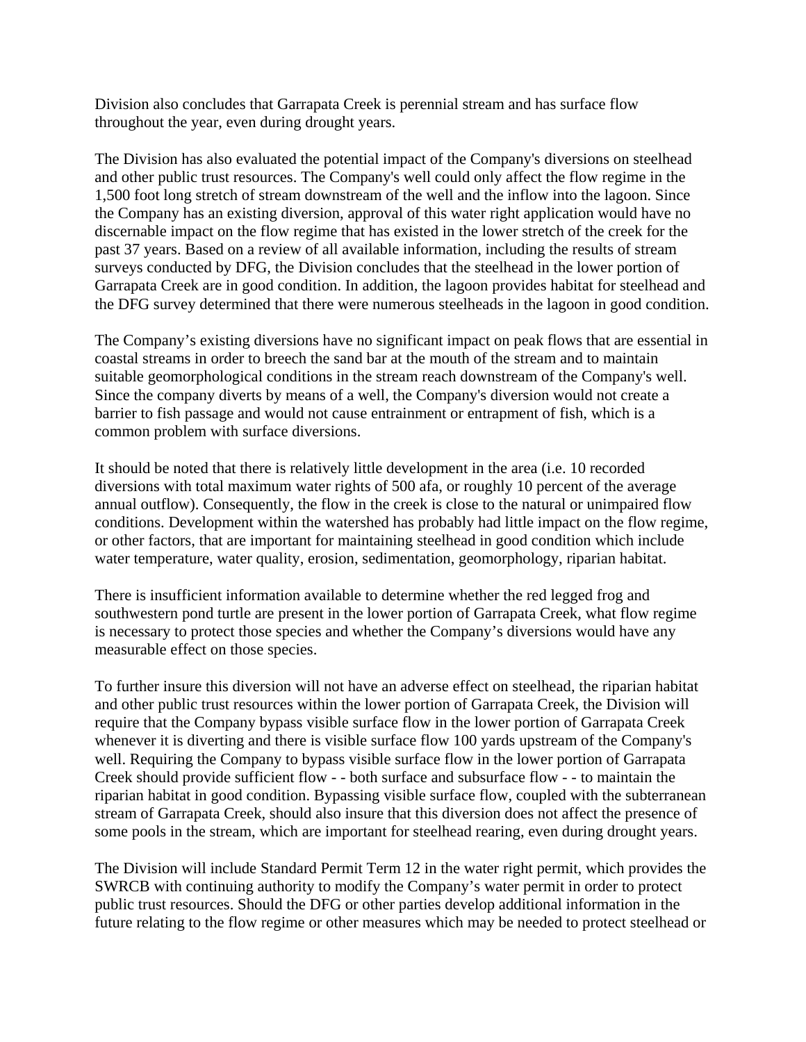Division also concludes that Garrapata Creek is perennial stream and has surface flow throughout the year, even during drought years.

The Division has also evaluated the potential impact of the Company's diversions on steelhead and other public trust resources. The Company's well could only affect the flow regime in the 1,500 foot long stretch of stream downstream of the well and the inflow into the lagoon. Since the Company has an existing diversion, approval of this water right application would have no discernable impact on the flow regime that has existed in the lower stretch of the creek for the past 37 years. Based on a review of all available information, including the results of stream surveys conducted by DFG, the Division concludes that the steelhead in the lower portion of Garrapata Creek are in good condition. In addition, the lagoon provides habitat for steelhead and the DFG survey determined that there were numerous steelheads in the lagoon in good condition.

The Company's existing diversions have no significant impact on peak flows that are essential in coastal streams in order to breech the sand bar at the mouth of the stream and to maintain suitable geomorphological conditions in the stream reach downstream of the Company's well. Since the company diverts by means of a well, the Company's diversion would not create a barrier to fish passage and would not cause entrainment or entrapment of fish, which is a common problem with surface diversions.

It should be noted that there is relatively little development in the area (i.e. 10 recorded diversions with total maximum water rights of 500 afa, or roughly 10 percent of the average annual outflow). Consequently, the flow in the creek is close to the natural or unimpaired flow conditions. Development within the watershed has probably had little impact on the flow regime, or other factors, that are important for maintaining steelhead in good condition which include water temperature, water quality, erosion, sedimentation, geomorphology, riparian habitat.

There is insufficient information available to determine whether the red legged frog and southwestern pond turtle are present in the lower portion of Garrapata Creek, what flow regime is necessary to protect those species and whether the Company's diversions would have any measurable effect on those species.

To further insure this diversion will not have an adverse effect on steelhead, the riparian habitat and other public trust resources within the lower portion of Garrapata Creek, the Division will require that the Company bypass visible surface flow in the lower portion of Garrapata Creek whenever it is diverting and there is visible surface flow 100 yards upstream of the Company's well. Requiring the Company to bypass visible surface flow in the lower portion of Garrapata Creek should provide sufficient flow - - both surface and subsurface flow - - to maintain the riparian habitat in good condition. Bypassing visible surface flow, coupled with the subterranean stream of Garrapata Creek, should also insure that this diversion does not affect the presence of some pools in the stream, which are important for steelhead rearing, even during drought years.

The Division will include Standard Permit Term 12 in the water right permit, which provides the SWRCB with continuing authority to modify the Company's water permit in order to protect public trust resources. Should the DFG or other parties develop additional information in the future relating to the flow regime or other measures which may be needed to protect steelhead or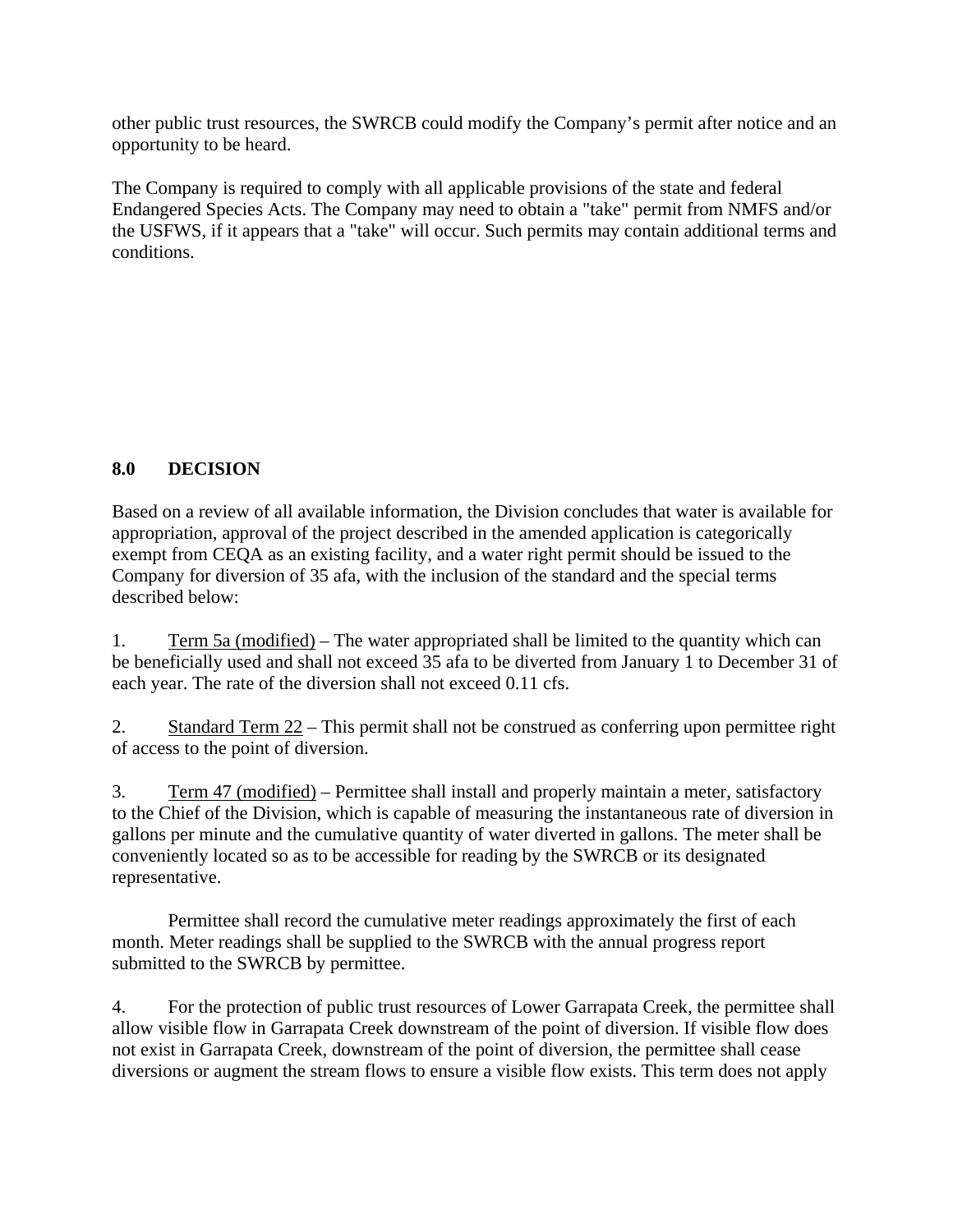other public trust resources, the SWRCB could modify the Company's permit after notice and an opportunity to be heard.

The Company is required to comply with all applicable provisions of the state and federal Endangered Species Acts. The Company may need to obtain a "take" permit from NMFS and/or the USFWS, if it appears that a "take" will occur. Such permits may contain additional terms and conditions.

## 8.0 DECISION

Based on a review of all available information, the Division concludes that water is available for appropriation, approval of the project described in the amended application is categorically exempt from CEQA as an existing facility, and a water right permit should be issued to the Company for diversion of 35 afa, with the inclusion of the standard and the special terms described below:

1. Term 5a (modified) – The water appropriated shall be limited to the quantity which can be beneficially used and shall not exceed 35 afa to be diverted from January 1 to December 31 of each year. The rate of the diversion shall not exceed 0.11 cfs.

2. Standard Term 22 – This permit shall not be construed as conferring upon permittee right of access to the point of diversion.

3. Term 47 (modified) – Permittee shall install and properly maintain a meter, satisfactory to the Chief of the Division, which is capable of measuring the instantaneous rate of diversion in gallons per minute and the cumulative quantity of water diverted in gallons. The meter shall be conveniently located so as to be accessible for reading by the SWRCB or its designated representative.

   Permittee shall record the cumulative meter readings approximately the first of each month. Meter readings shall be supplied to the SWRCB with the annual progress report submitted to the SWRCB by permittee.

4. For the protection of public trust resources of Lower Garrapata Creek, the permittee shall allow visible flow in Garrapata Creek downstream of the point of diversion. If visible flow does not exist in Garrapata Creek, downstream of the point of diversion, the permittee shall cease diversions or augment the stream flows to ensure a visible flow exists. This term does not apply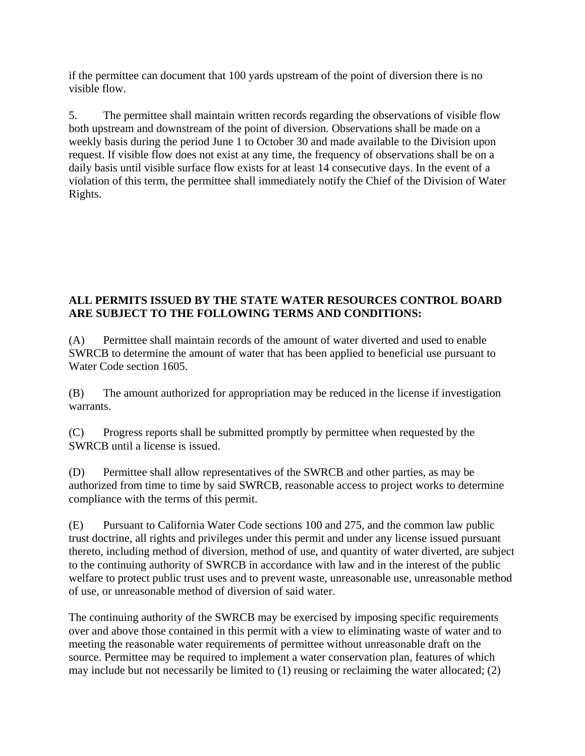if the permittee can document that 100 yards upstream of the point of diversion there is no visible flow.

5. The permittee shall maintain written records regarding the observations of visible flow both upstream and downstream of the point of diversion. Observations shall be made on a weekly basis during the period June 1 to October 30 and made available to the Division upon request. If visible flow does not exist at any time, the frequency of observations shall be on a daily basis until visible surface flow exists for at least 14 consecutive days. In the event of a violation of this term, the permittee shall immediately notify the Chief of the Division of Water Rights.

**ALL PERMITS ISSUED BY THE STATE WATER RESOURCES CONTROL BOARD ARE SUBJECT TO THE FOLLOWING TERMS AND CONDITIONS:**

(A) Permittee shall maintain records of the amount of water diverted and used to enable SWRCB to determine the amount of water that has been applied to beneficial use pursuant to Water Code section 1605.

(B) The amount authorized for appropriation may be reduced in the license if investigation warrants.

(C) Progress reports shall be submitted promptly by permittee when requested by the SWRCB until a license is issued.

(D) Permittee shall allow representatives of the SWRCB and other parties, as may be authorized from time to time by said SWRCB, reasonable access to project works to determine compliance with the terms of this permit.

(E) Pursuant to California Water Code sections 100 and 275, and the common law public trust doctrine, all rights and privileges under this permit and under any license issued pursuant thereto, including method of diversion, method of use, and quantity of water diverted, are subject to the continuing authority of SWRCB in accordance with law and in the interest of the public welfare to protect public trust uses and to prevent waste, unreasonable use, unreasonable method of use, or unreasonable method of diversion of said water.

The continuing authority of the SWRCB may be exercised by imposing specific requirements over and above those contained in this permit with a view to eliminating waste of water and to meeting the reasonable water requirements of permittee without unreasonable draft on the source. Permittee may be required to implement a water conservation plan, features of which may include but not necessarily be limited to (1) reusing or reclaiming the water allocated; (2)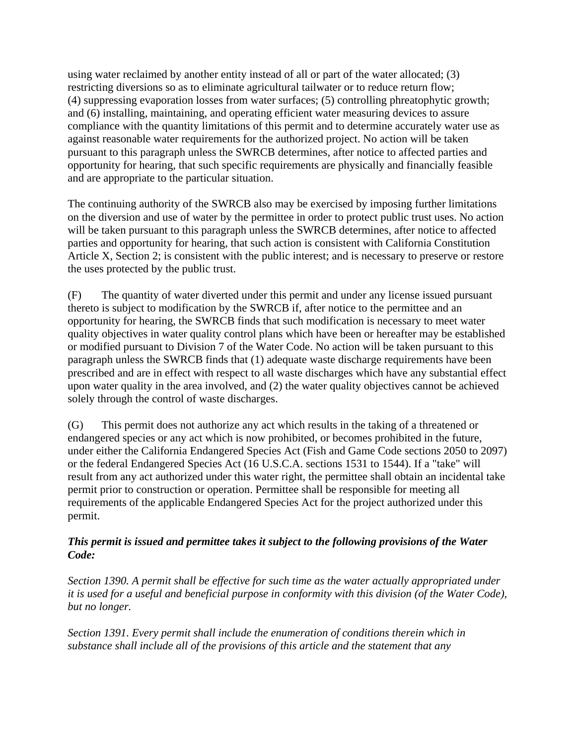using water reclaimed by another entity instead of all or part of the water allocated; (3) restricting diversions so as to eliminate agricultural tailwater or to reduce return flow; (4) suppressing evaporation losses from water surfaces; (5) controlling phreatophytic growth; and (6) installing, maintaining, and operating efficient water measuring devices to assure compliance with the quantity limitations of this permit and to determine accurately water use as against reasonable water requirements for the authorized project. No action will be taken pursuant to this paragraph unless the SWRCB determines, after notice to affected parties and opportunity for hearing, that such specific requirements are physically and financially feasible and are appropriate to the particular situation.

The continuing authority of the SWRCB also may be exercised by imposing further limitations on the diversion and use of water by the permittee in order to protect public trust uses. No action will be taken pursuant to this paragraph unless the SWRCB determines, after notice to affected parties and opportunity for hearing, that such action is consistent with California Constitution Article X, Section 2; is consistent with the public interest; and is necessary to preserve or restore the uses protected by the public trust.

(F) The quantity of water diverted under this permit and under any license issued pursuant thereto is subject to modification by the SWRCB if, after notice to the permittee and an opportunity for hearing, the SWRCB finds that such modification is necessary to meet water quality objectives in water quality control plans which have been or hereafter may be established or modified pursuant to Division 7 of the Water Code. No action will be taken pursuant to this paragraph unless the SWRCB finds that (1) adequate waste discharge requirements have been prescribed and are in effect with respect to all waste discharges which have any substantial effect upon water quality in the area involved, and (2) the water quality objectives cannot be achieved solely through the control of waste discharges.

(G) This permit does not authorize any act which results in the taking of a threatened or endangered species or any act which is now prohibited, or becomes prohibited in the future, under either the California Endangered Species Act (Fish and Game Code sections 2050 to 2097) or the federal Endangered Species Act (16 U.S.C.A. sections 1531 to 1544). If a "take" will result from any act authorized under this water right, the permittee shall obtain an incidental take permit prior to construction or operation. Permittee shall be responsible for meeting all requirements of the applicable Endangered Species Act for the project authorized under this permit.

***This permit is issued and permittee takes it subject to the following provisions of the Water Code:***

*Section 1390. A permit shall be effective for such time as the water actually appropriated under it is used for a useful and beneficial purpose in conformity with this division (of the Water Code), but no longer.*

*Section 1391. Every permit shall include the enumeration of conditions therein which in substance shall include all of the provisions of this article and the statement that any*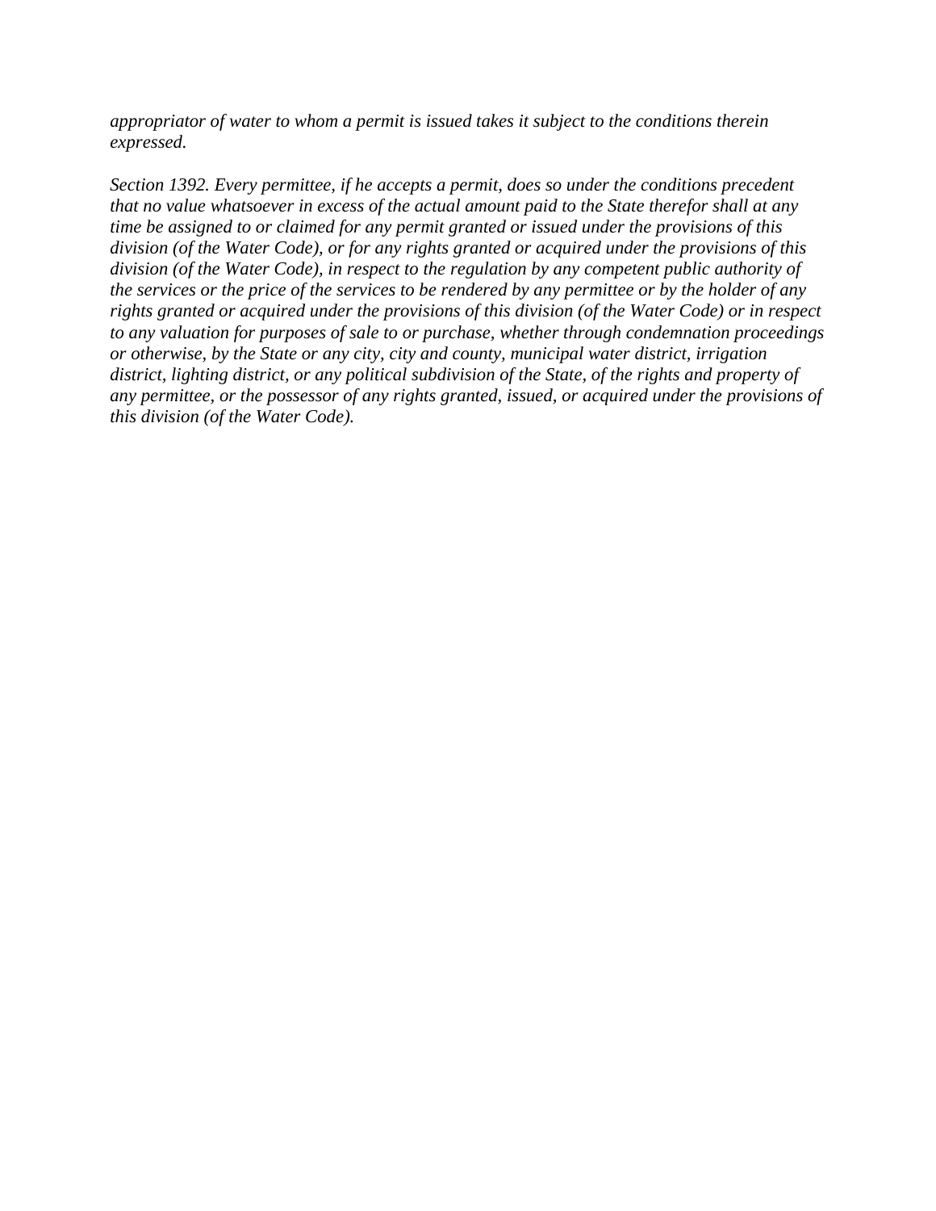*appropriator of water to whom a permit is issued takes it subject to the conditions therein expressed.*

*Section 1392. Every permittee, if he accepts a permit, does so under the conditions precedent that no value whatsoever in excess of the actual amount paid to the State therefor shall at any time be assigned to or claimed for any permit granted or issued under the provisions of this division (of the Water Code), or for any rights granted or acquired under the provisions of this division (of the Water Code), in respect to the regulation by any competent public authority of the services or the price of the services to be rendered by any permittee or by the holder of any rights granted or acquired under the provisions of this division (of the Water Code) or in respect to any valuation for purposes of sale to or purchase, whether through condemnation proceedings or otherwise, by the State or any city, city and county, municipal water district, irrigation district, lighting district, or any political subdivision of the State, of the rights and property of any permittee, or the possessor of any rights granted, issued, or acquired under the provisions of this division (of the Water Code).*